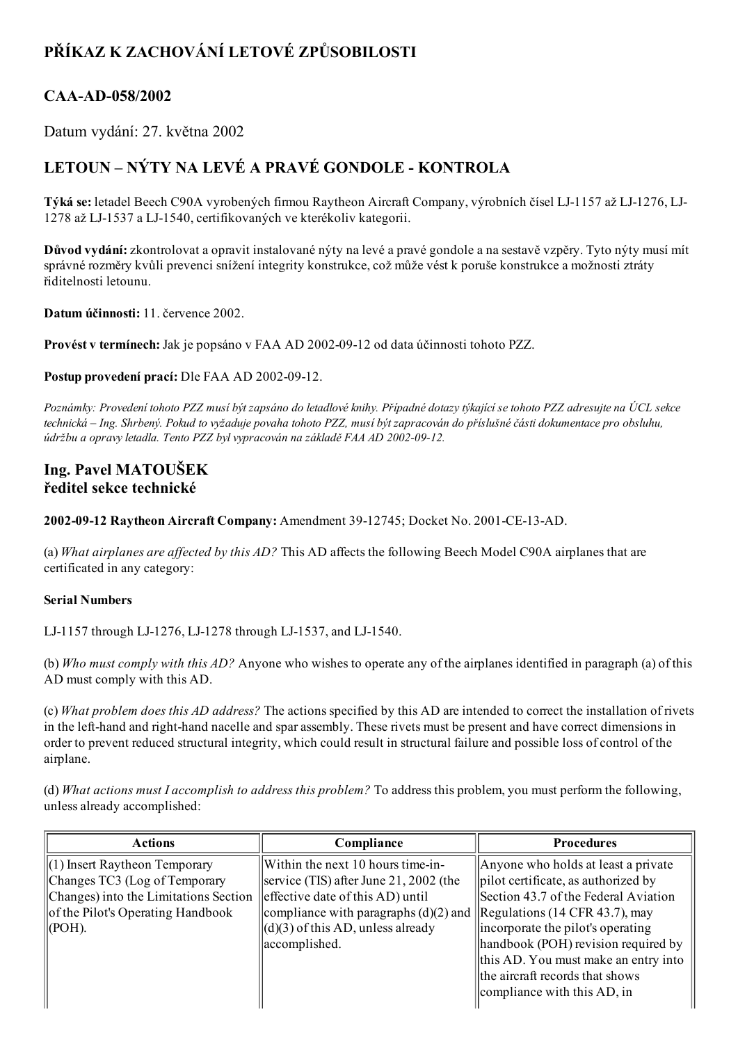# PŘÍKAZ K ZACHOVÁNÍ LETOVÉ ZPŮSOBILOSTI

## CAA-AD-058/2002

Datum vydání: 27. května 2002

## LETOUN – NÝTY NA LEVÉ A PRAVÉ GONDOLE - KONTROLA

**Týká se:** letadel Beech C90A vyrobených firmou Raytheon Aircraft Company, výrobních čísel LJ-1157 až LJ-1276, LJ-1278 až LJ-1537 a LJ-1540, certifikovaných ve kterékoliv kategorii.

**Důvod vydání:** zkontrolovat a opravit instalované nýty na levé a pravé gondole a na sestavě vzpěry. Tyto nýty musí mít správné rozměry kvůli prevenci snížení integrity konstrukce, což může vést k poruše konstrukce a možnosti ztráty řiditelnosti letounu.

**Datum účinnosti:** 11. července 2002.

**Provést v termínech:** Jak je popsáno v FAA AD 2002-09-12 od data účinnosti tohoto PZZ.

**Postup provedení prací:** Dle FAA AD 2002-09-12.

*Poznámky: Provedení tohoto PZZ musí být zapsáno do letadlové knihy. Případné dotazy týkající se tohoto PZZ adresujte na ÚCL sekce technická – Ing. Shrbený. Pokud to vyžaduje povaha tohoto PZZ, musí být zapracován do příslušné části dokumentace pro obsluhu, údržbu a opravy letadla. Tento PZZ byl vypracován na základě FAA AD 2002-09-12.*

**Ing. Pavel MATOUŠEK**
**ředitel sekce technické**

**2002-09-12 Raytheon Aircraft Company:** Amendment 39-12745; Docket No. 2001-CE-13-AD.

(a) *What airplanes are affected by this AD?* This AD affects the following Beech Model C90A airplanes that are certificated in any category:

**Serial Numbers**

LJ-1157 through LJ-1276, LJ-1278 through LJ-1537, and LJ-1540.

(b) *Who must comply with this AD?* Anyone who wishes to operate any of the airplanes identified in paragraph (a) of this AD must comply with this AD.

(c) *What problem does this AD address?* The actions specified by this AD are intended to correct the installation of rivets in the left-hand and right-hand nacelle and spar assembly. These rivets must be present and have correct dimensions in order to prevent reduced structural integrity, which could result in structural failure and possible loss of control of the airplane.

(d) *What actions must I accomplish to address this problem?* To address this problem, you must perform the following, unless already accomplished:

| Actions | Compliance | Procedures |
|---|---|---|
| (1) Insert Raytheon Temporary Changes TC3 (Log of Temporary Changes) into the Limitations Section of the Pilot's Operating Handbook (POH). | Within the next 10 hours time-in-service (TIS) after June 21, 2002 (the effective date of this AD) until compliance with paragraphs (d)(2) and (d)(3) of this AD, unless already accomplished. | Anyone who holds at least a private pilot certificate, as authorized by Section 43.7 of the Federal Aviation Regulations (14 CFR 43.7), may incorporate the pilot's operating handbook (POH) revision required by this AD. You must make an entry into the aircraft records that shows compliance with this AD, in |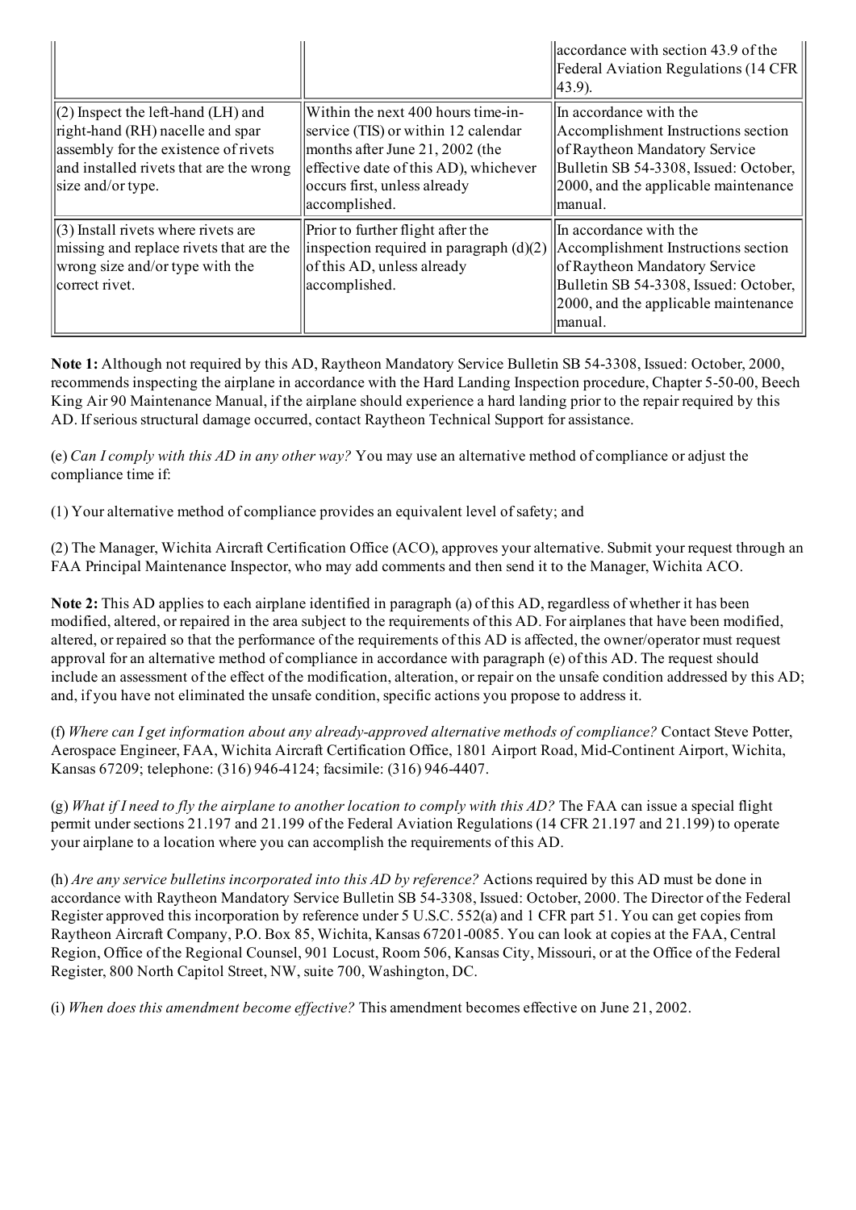| | | |
|---|---|---|
| | | accordance with section 43.9 of the Federal Aviation Regulations (14 CFR 43.9). |
| (2) Inspect the left-hand (LH) and right-hand (RH) nacelle and spar assembly for the existence of rivets and installed rivets that are the wrong size and/or type. | Within the next 400 hours time-in-service (TIS) or within 12 calendar months after June 21, 2002 (the effective date of this AD), whichever occurs first, unless already accomplished. | In accordance with the Accomplishment Instructions section of Raytheon Mandatory Service Bulletin SB 54-3308, Issued: October, 2000, and the applicable maintenance manual. |
| (3) Install rivets where rivets are missing and replace rivets that are the wrong size and/or type with the correct rivet. | Prior to further flight after the inspection required in paragraph (d)(2) of this AD, unless already accomplished. | In accordance with the Accomplishment Instructions section of Raytheon Mandatory Service Bulletin SB 54-3308, Issued: October, 2000, and the applicable maintenance manual. |

**Note 1:** Although not required by this AD, Raytheon Mandatory Service Bulletin SB 54-3308, Issued: October, 2000, recommends inspecting the airplane in accordance with the Hard Landing Inspection procedure, Chapter 5-50-00, Beech King Air 90 Maintenance Manual, if the airplane should experience a hard landing prior to the repair required by this AD. If serious structural damage occurred, contact Raytheon Technical Support for assistance.

(e) *Can I comply with this AD in any other way?* You may use an alternative method of compliance or adjust the compliance time if:

(1) Your alternative method of compliance provides an equivalent level of safety; and

(2) The Manager, Wichita Aircraft Certification Office (ACO), approves your alternative. Submit your request through an FAA Principal Maintenance Inspector, who may add comments and then send it to the Manager, Wichita ACO.

**Note 2:** This AD applies to each airplane identified in paragraph (a) of this AD, regardless of whether it has been modified, altered, or repaired in the area subject to the requirements of this AD. For airplanes that have been modified, altered, or repaired so that the performance of the requirements of this AD is affected, the owner/operator must request approval for an alternative method of compliance in accordance with paragraph (e) of this AD. The request should include an assessment of the effect of the modification, alteration, or repair on the unsafe condition addressed by this AD; and, if you have not eliminated the unsafe condition, specific actions you propose to address it.

(f) *Where can I get information about any already-approved alternative methods of compliance?* Contact Steve Potter, Aerospace Engineer, FAA, Wichita Aircraft Certification Office, 1801 Airport Road, Mid-Continent Airport, Wichita, Kansas 67209; telephone: (316) 946-4124; facsimile: (316) 946-4407.

(g) *What if I need to fly the airplane to another location to comply with this AD?* The FAA can issue a special flight permit under sections 21.197 and 21.199 of the Federal Aviation Regulations (14 CFR 21.197 and 21.199) to operate your airplane to a location where you can accomplish the requirements of this AD.

(h) *Are any service bulletins incorporated into this AD by reference?* Actions required by this AD must be done in accordance with Raytheon Mandatory Service Bulletin SB 54-3308, Issued: October, 2000. The Director of the Federal Register approved this incorporation by reference under 5 U.S.C. 552(a) and 1 CFR part 51. You can get copies from Raytheon Aircraft Company, P.O. Box 85, Wichita, Kansas 67201-0085. You can look at copies at the FAA, Central Region, Office of the Regional Counsel, 901 Locust, Room 506, Kansas City, Missouri, or at the Office of the Federal Register, 800 North Capitol Street, NW, suite 700, Washington, DC.

(i) *When does this amendment become effective?* This amendment becomes effective on June 21, 2002.